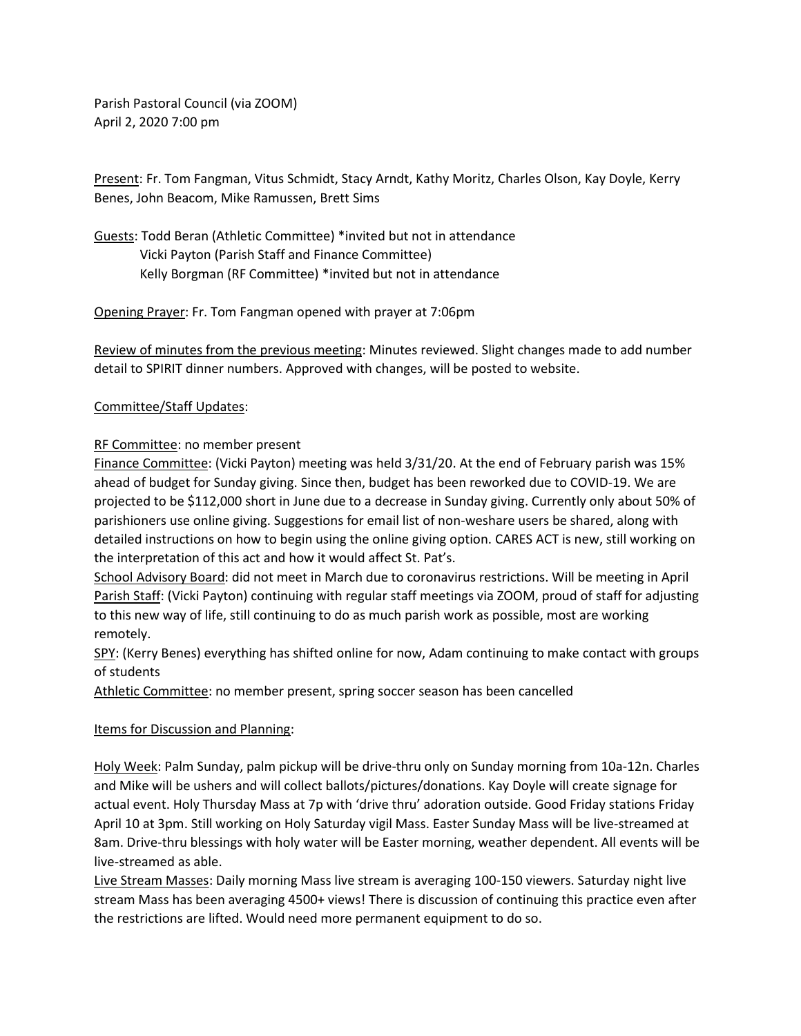Parish Pastoral Council (via ZOOM)
April 2, 2020 7:00 pm

Present: Fr. Tom Fangman, Vitus Schmidt, Stacy Arndt, Kathy Moritz, Charles Olson, Kay Doyle, Kerry Benes, John Beacom, Mike Ramussen, Brett Sims

Guests: Todd Beran (Athletic Committee) *invited but not in attendance
Vicki Payton (Parish Staff and Finance Committee)
Kelly Borgman (RF Committee) *invited but not in attendance

Opening Prayer: Fr. Tom Fangman opened with prayer at 7:06pm

Review of minutes from the previous meeting: Minutes reviewed. Slight changes made to add number detail to SPIRIT dinner numbers. Approved with changes, will be posted to website.

Committee/Staff Updates:

RF Committee: no member present

Finance Committee: (Vicki Payton) meeting was held 3/31/20. At the end of February parish was 15% ahead of budget for Sunday giving. Since then, budget has been reworked due to COVID-19. We are projected to be $112,000 short in June due to a decrease in Sunday giving. Currently only about 50% of parishioners use online giving. Suggestions for email list of non-weshare users be shared, along with detailed instructions on how to begin using the online giving option. CARES ACT is new, still working on the interpretation of this act and how it would affect St. Pat's.

School Advisory Board: did not meet in March due to coronavirus restrictions. Will be meeting in April

Parish Staff: (Vicki Payton) continuing with regular staff meetings via ZOOM, proud of staff for adjusting to this new way of life, still continuing to do as much parish work as possible, most are working remotely.

SPY: (Kerry Benes) everything has shifted online for now, Adam continuing to make contact with groups of students

Athletic Committee: no member present, spring soccer season has been cancelled

Items for Discussion and Planning:

Holy Week: Palm Sunday, palm pickup will be drive-thru only on Sunday morning from 10a-12n. Charles and Mike will be ushers and will collect ballots/pictures/donations. Kay Doyle will create signage for actual event. Holy Thursday Mass at 7p with 'drive thru' adoration outside. Good Friday stations Friday April 10 at 3pm. Still working on Holy Saturday vigil Mass. Easter Sunday Mass will be live-streamed at 8am. Drive-thru blessings with holy water will be Easter morning, weather dependent. All events will be live-streamed as able.

Live Stream Masses: Daily morning Mass live stream is averaging 100-150 viewers. Saturday night live stream Mass has been averaging 4500+ views! There is discussion of continuing this practice even after the restrictions are lifted. Would need more permanent equipment to do so.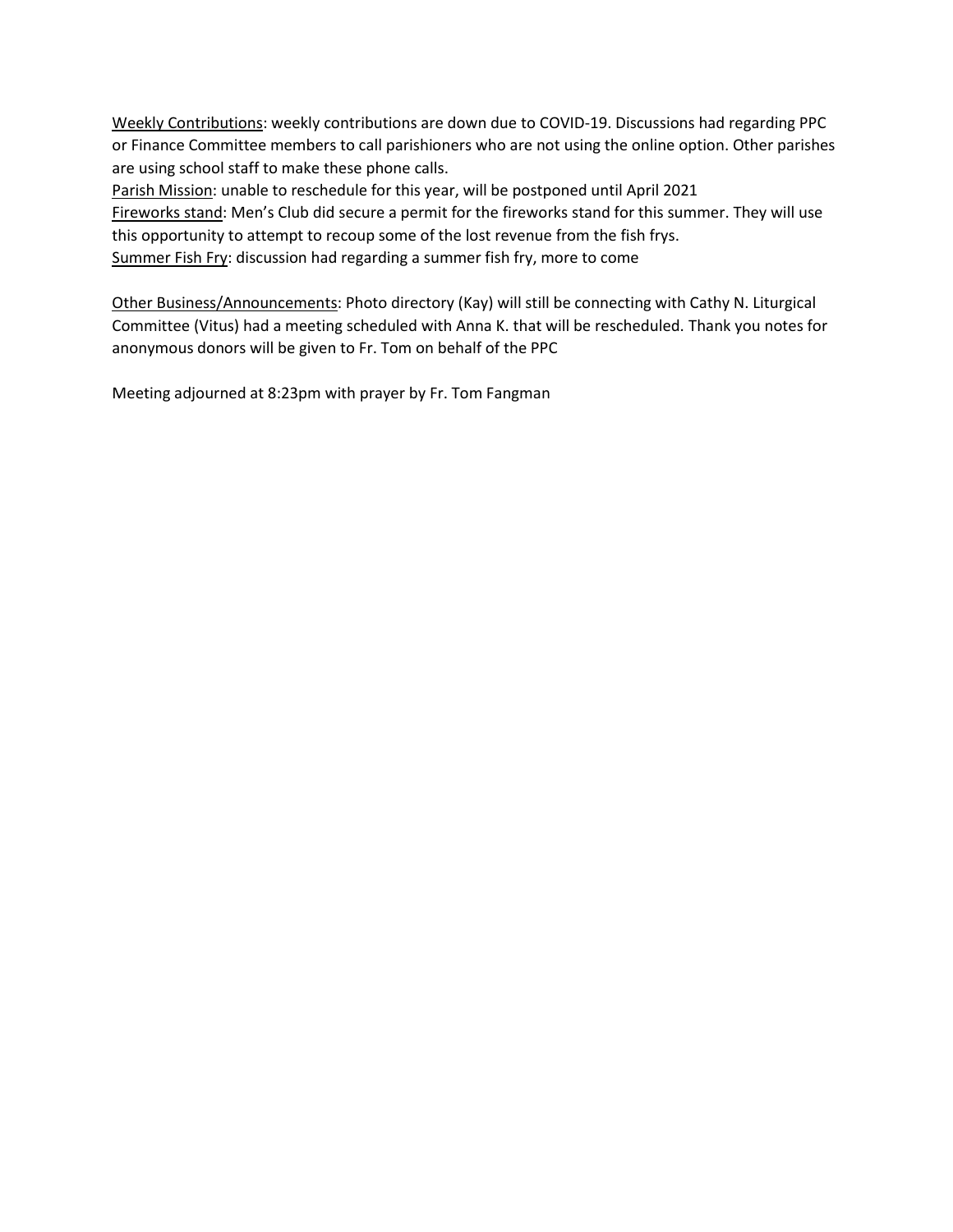Weekly Contributions: weekly contributions are down due to COVID-19. Discussions had regarding PPC or Finance Committee members to call parishioners who are not using the online option. Other parishes are using school staff to make these phone calls.
Parish Mission: unable to reschedule for this year, will be postponed until April 2021
Fireworks stand: Men's Club did secure a permit for the fireworks stand for this summer. They will use this opportunity to attempt to recoup some of the lost revenue from the fish frys.
Summer Fish Fry: discussion had regarding a summer fish fry, more to come

Other Business/Announcements: Photo directory (Kay) will still be connecting with Cathy N. Liturgical Committee (Vitus) had a meeting scheduled with Anna K. that will be rescheduled. Thank you notes for anonymous donors will be given to Fr. Tom on behalf of the PPC

Meeting adjourned at 8:23pm with prayer by Fr. Tom Fangman